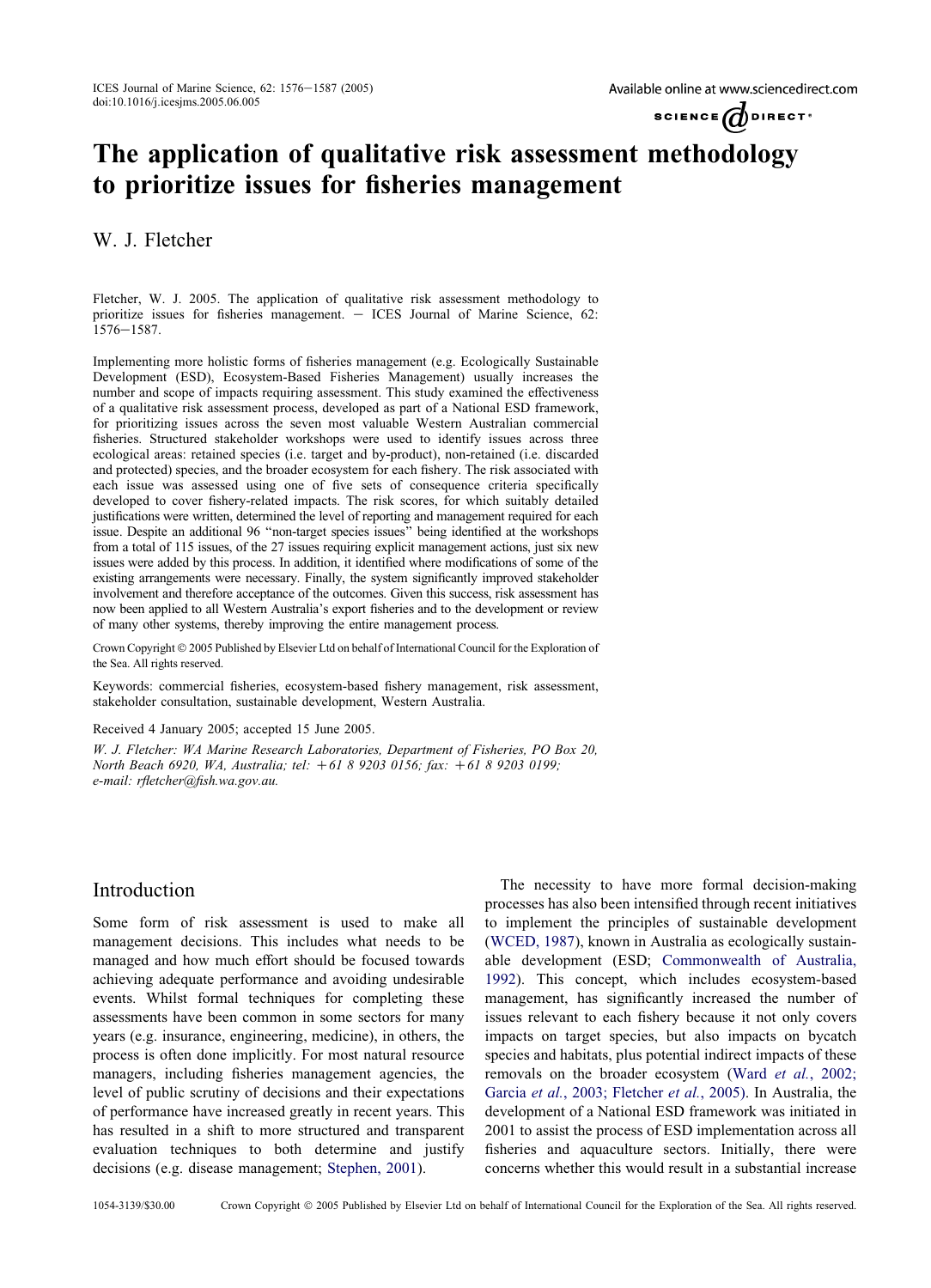# The application of qualitative risk assessment methodology to prioritize issues for fisheries management

W. J. Fletcher

Fletcher, W. J. 2005. The application of qualitative risk assessment methodology to prioritize issues for fisheries management. – ICES Journal of Marine Science, 62: 1576–1587.

Implementing more holistic forms of fisheries management (e.g. Ecologically Sustainable Development (ESD), Ecosystem-Based Fisheries Management) usually increases the number and scope of impacts requiring assessment. This study examined the effectiveness of a qualitative risk assessment process, developed as part of a National ESD framework, for prioritizing issues across the seven most valuable Western Australian commercial fisheries. Structured stakeholder workshops were used to identify issues across three ecological areas: retained species (i.e. target and by-product), non-retained (i.e. discarded and protected) species, and the broader ecosystem for each fishery. The risk associated with each issue was assessed using one of five sets of consequence criteria specifically developed to cover fishery-related impacts. The risk scores, for which suitably detailed justifications were written, determined the level of reporting and management required for each issue. Despite an additional 96 "non-target species issues" being identified at the workshops from a total of 115 issues, of the 27 issues requiring explicit management actions, just six new issues were added by this process. In addition, it identified where modifications of some of the existing arrangements were necessary. Finally, the system significantly improved stakeholder involvement and therefore acceptance of the outcomes. Given this success, risk assessment has now been applied to all Western Australia's export fisheries and to the development or review of many other systems, thereby improving the entire management process.

Crown Copyright © 2005 Published by Elsevier Ltd on behalf of International Council for the Exploration of the Sea. All rights reserved.

Keywords: commercial fisheries, ecosystem-based fishery management, risk assessment, stakeholder consultation, sustainable development, Western Australia.

Received 4 January 2005; accepted 15 June 2005.

*W. J. Fletcher: WA Marine Research Laboratories, Department of Fisheries, PO Box 20, North Beach 6920, WA, Australia; tel: +61 8 9203 0156; fax: +61 8 9203 0199; e-mail: rfletcher@fish.wa.gov.au.*

## Introduction

Some form of risk assessment is used to make all management decisions. This includes what needs to be managed and how much effort should be focused towards achieving adequate performance and avoiding undesirable events. Whilst formal techniques for completing these assessments have been common in some sectors for many years (e.g. insurance, engineering, medicine), in others, the process is often done implicitly. For most natural resource managers, including fisheries management agencies, the level of public scrutiny of decisions and their expectations of performance have increased greatly in recent years. This has resulted in a shift to more structured and transparent evaluation techniques to both determine and justify decisions (e.g. disease management; Stephen, 2001).

The necessity to have more formal decision-making processes has also been intensified through recent initiatives to implement the principles of sustainable development (WCED, 1987), known in Australia as ecologically sustainable development (ESD; Commonwealth of Australia, 1992). This concept, which includes ecosystem-based management, has significantly increased the number of issues relevant to each fishery because it not only covers impacts on target species, but also impacts on bycatch species and habitats, plus potential indirect impacts of these removals on the broader ecosystem (Ward *et al.*, 2002; Garcia *et al.*, 2003; Fletcher *et al.*, 2005). In Australia, the development of a National ESD framework was initiated in 2001 to assist the process of ESD implementation across all fisheries and aquaculture sectors. Initially, there were concerns whether this would result in a substantial increase

1054-3139/$30.00 Crown Copyright © 2005 Published by Elsevier Ltd on behalf of International Council for the Exploration of the Sea. All rights reserved.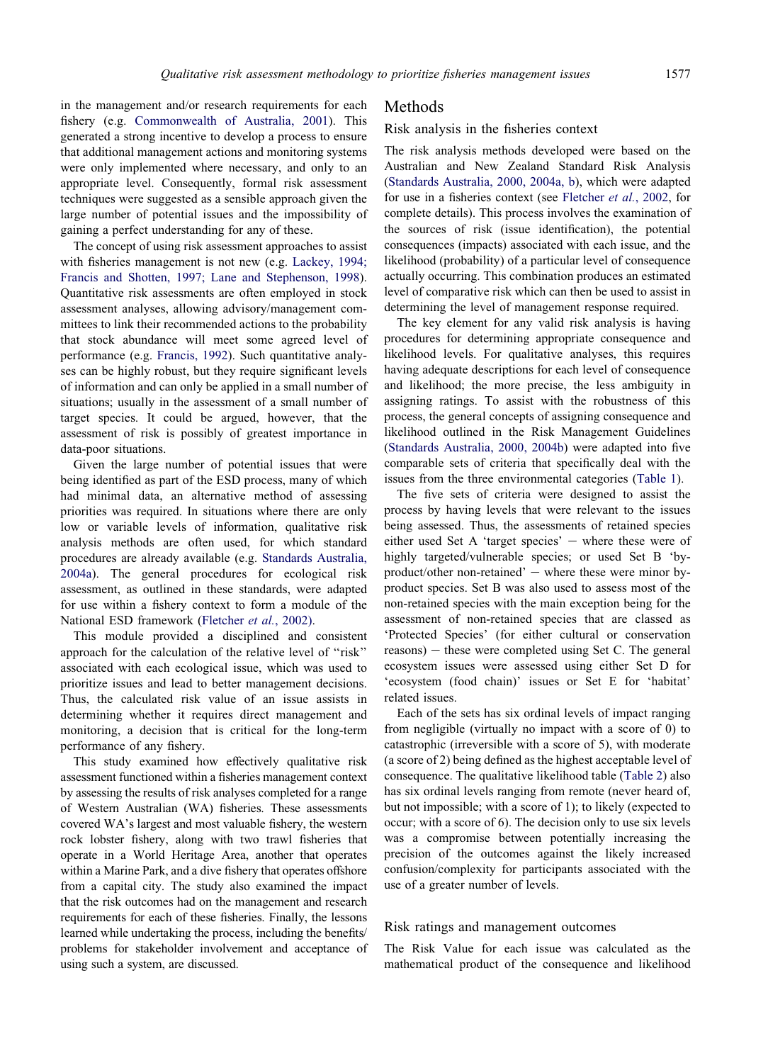in the management and/or research requirements for each fishery (e.g. Commonwealth of Australia, 2001). This generated a strong incentive to develop a process to ensure that additional management actions and monitoring systems were only implemented where necessary, and only to an appropriate level. Consequently, formal risk assessment techniques were suggested as a sensible approach given the large number of potential issues and the impossibility of gaining a perfect understanding for any of these.

The concept of using risk assessment approaches to assist with fisheries management is not new (e.g. Lackey, 1994; Francis and Shotten, 1997; Lane and Stephenson, 1998). Quantitative risk assessments are often employed in stock assessment analyses, allowing advisory/management committees to link their recommended actions to the probability that stock abundance will meet some agreed level of performance (e.g. Francis, 1992). Such quantitative analyses can be highly robust, but they require significant levels of information and can only be applied in a small number of situations; usually in the assessment of a small number of target species. It could be argued, however, that the assessment of risk is possibly of greatest importance in data-poor situations.

Given the large number of potential issues that were being identified as part of the ESD process, many of which had minimal data, an alternative method of assessing priorities was required. In situations where there are only low or variable levels of information, qualitative risk analysis methods are often used, for which standard procedures are already available (e.g. Standards Australia, 2004a). The general procedures for ecological risk assessment, as outlined in these standards, were adapted for use within a fishery context to form a module of the National ESD framework (Fletcher *et al.*, 2002).

This module provided a disciplined and consistent approach for the calculation of the relative level of "risk" associated with each ecological issue, which was used to prioritize issues and lead to better management decisions. Thus, the calculated risk value of an issue assists in determining whether it requires direct management and monitoring, a decision that is critical for the long-term performance of any fishery.

This study examined how effectively qualitative risk assessment functioned within a fisheries management context by assessing the results of risk analyses completed for a range of Western Australian (WA) fisheries. These assessments covered WA's largest and most valuable fishery, the western rock lobster fishery, along with two trawl fisheries that operate in a World Heritage Area, another that operates within a Marine Park, and a dive fishery that operates offshore from a capital city. The study also examined the impact that the risk outcomes had on the management and research requirements for each of these fisheries. Finally, the lessons learned while undertaking the process, including the benefits/problems for stakeholder involvement and acceptance of using such a system, are discussed.

# Methods

## Risk analysis in the fisheries context

The risk analysis methods developed were based on the Australian and New Zealand Standard Risk Analysis (Standards Australia, 2000, 2004a, b), which were adapted for use in a fisheries context (see Fletcher *et al.*, 2002, for complete details). This process involves the examination of the sources of risk (issue identification), the potential consequences (impacts) associated with each issue, and the likelihood (probability) of a particular level of consequence actually occurring. This combination produces an estimated level of comparative risk which can then be used to assist in determining the level of management response required.

The key element for any valid risk analysis is having procedures for determining appropriate consequence and likelihood levels. For qualitative analyses, this requires having adequate descriptions for each level of consequence and likelihood; the more precise, the less ambiguity in assigning ratings. To assist with the robustness of this process, the general concepts of assigning consequence and likelihood outlined in the Risk Management Guidelines (Standards Australia, 2000, 2004b) were adapted into five comparable sets of criteria that specifically deal with the issues from the three environmental categories (Table 1).

The five sets of criteria were designed to assist the process by having levels that were relevant to the issues being assessed. Thus, the assessments of retained species either used Set A 'target species' – where these were of highly targeted/vulnerable species; or used Set B 'by-product/other non-retained' – where these were minor by-product species. Set B was also used to assess most of the non-retained species with the main exception being for the assessment of non-retained species that are classed as 'Protected Species' (for either cultural or conservation reasons) – these were completed using Set C. The general ecosystem issues were assessed using either Set D for 'ecosystem (food chain)' issues or Set E for 'habitat' related issues.

Each of the sets has six ordinal levels of impact ranging from negligible (virtually no impact with a score of 0) to catastrophic (irreversible with a score of 5), with moderate (a score of 2) being defined as the highest acceptable level of consequence. The qualitative likelihood table (Table 2) also has six ordinal levels ranging from remote (never heard of, but not impossible; with a score of 1); to likely (expected to occur; with a score of 6). The decision only to use six levels was a compromise between potentially increasing the precision of the outcomes against the likely increased confusion/complexity for participants associated with the use of a greater number of levels.

## Risk ratings and management outcomes

The Risk Value for each issue was calculated as the mathematical product of the consequence and likelihood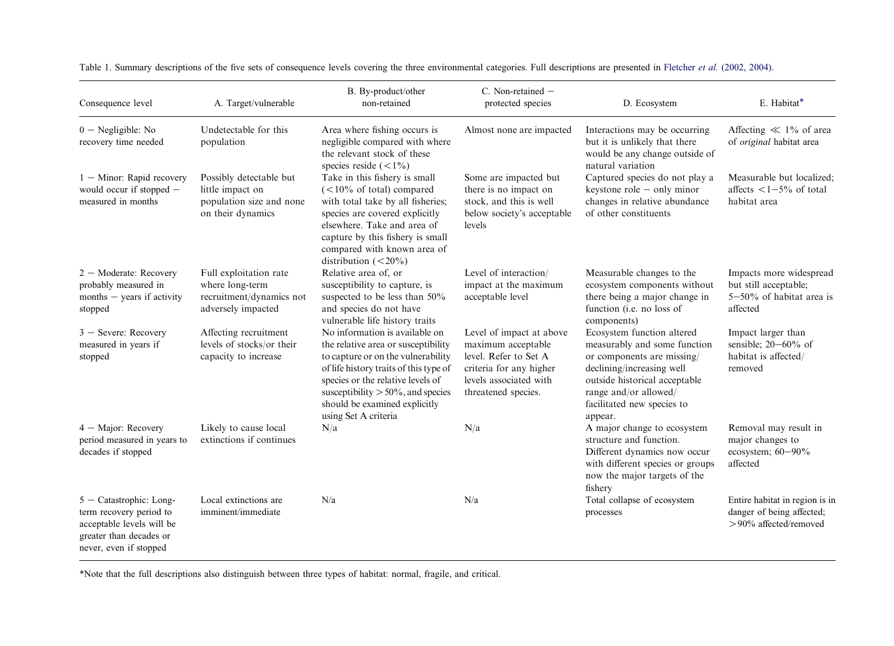Table 1. Summary descriptions of the five sets of consequence levels covering the three environmental categories. Full descriptions are presented in Fletcher *et al.* (2002, 2004).

| Consequence level | A. Target/vulnerable | B. By-product/other non-retained | C. Non-retained – protected species | D. Ecosystem | E. Habitat* |
|---|---|---|---|---|---|
| 0 – Negligible: No recovery time needed | Undetectable for this population | Area where fishing occurs is negligible compared with where the relevant stock of these species reside (<1%) | Almost none are impacted | Interactions may be occurring but it is unlikely that there would be any change outside of natural variation | Affecting ≪ 1% of area of *original* habitat area |
| 1 – Minor: Rapid recovery would occur if stopped – measured in months | Possibly detectable but little impact on population size and none on their dynamics | Take in this fishery is small (<10% of total) compared with total take by all fisheries; species are covered explicitly elsewhere. Take and area of capture by this fishery is small compared with known area of distribution (<20%) | Some are impacted but there is no impact on stock, and this is well below society's acceptable levels | Captured species do not play a keystone role – only minor changes in relative abundance of other constituents | Measurable but localized; affects <1–5% of total habitat area |
| 2 – Moderate: Recovery probably measured in months – years if activity stopped | Full exploitation rate where long-term recruitment/dynamics not adversely impacted | Relative area of, or susceptibility to capture, is suspected to be less than 50% and species do not have vulnerable life history traits | Level of interaction/impact at the maximum acceptable level | Measurable changes to the ecosystem components without there being a major change in function (i.e. no loss of components) | Impacts more widespread but still acceptable; 5–50% of habitat area is affected |
| 3 – Severe: Recovery measured in years if stopped | Affecting recruitment levels of stocks/or their capacity to increase | No information is available on the relative area or susceptibility to capture or on the vulnerability of life history traits of this type of species or the relative levels of susceptibility >50%, and species should be examined explicitly using Set A criteria | Level of impact at above maximum acceptable level. Refer to Set A criteria for any higher levels associated with threatened species. | Ecosystem function altered measurably and some function or components are missing/declining/increasing well outside historical acceptable range and/or allowed/facilitated new species to appear. | Impact larger than sensible; 20–60% of habitat is affected/removed |
| 4 – Major: Recovery period measured in years to decades if stopped | Likely to cause local extinctions if continues | N/a | N/a | A major change to ecosystem structure and function. Different dynamics now occur with different species or groups now the major targets of the fishery | Removal may result in major changes to ecosystem; 60–90% affected |
| 5 – Catastrophic: Long-term recovery period to acceptable levels will be greater than decades or never, even if stopped | Local extinctions are imminent/immediate | N/a | N/a | Total collapse of ecosystem processes | Entire habitat in region is in danger of being affected; >90% affected/removed |

*Note that the full descriptions also distinguish between three types of habitat: normal, fragile, and critical.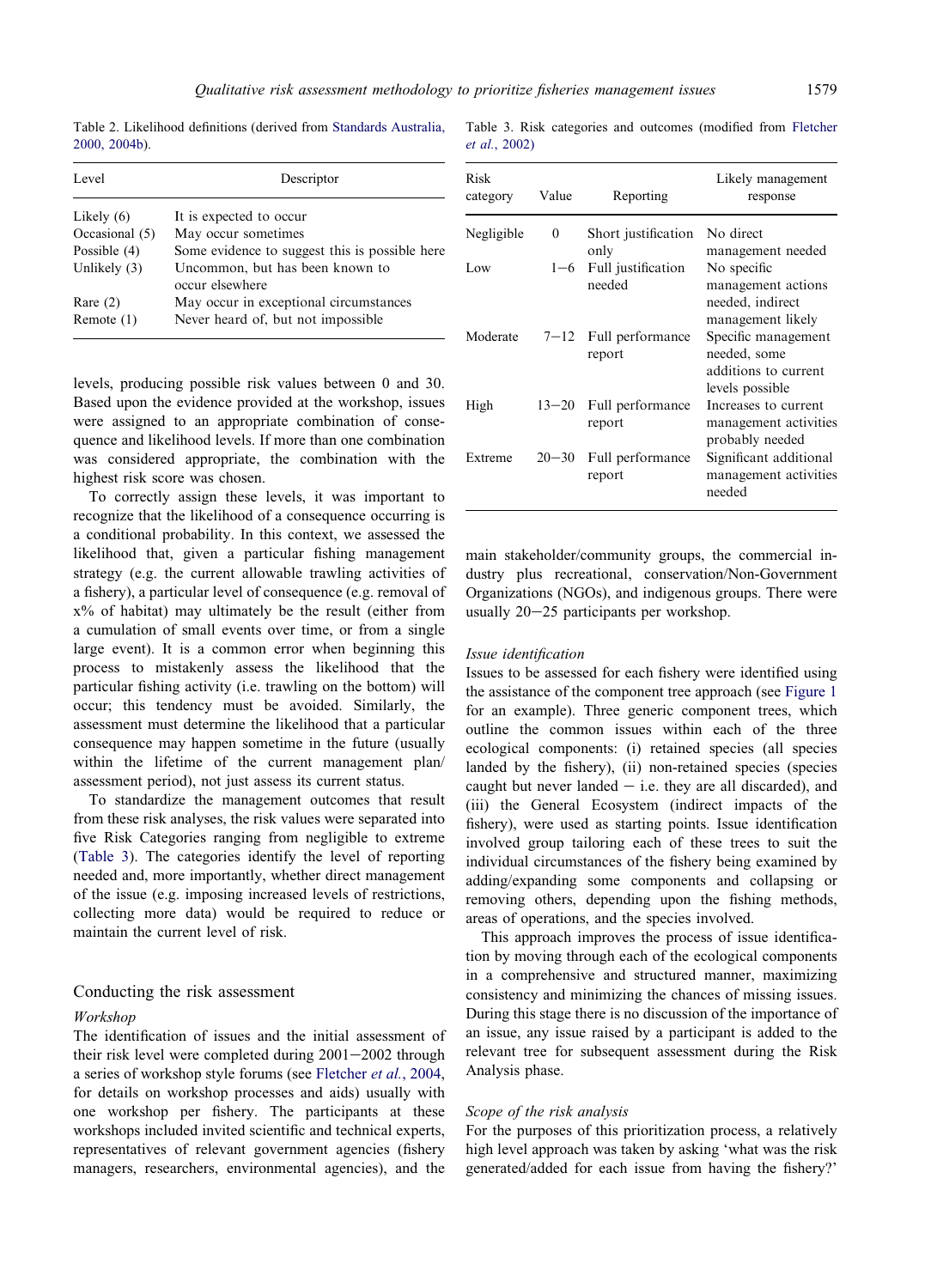Table 2. Likelihood definitions (derived from Standards Australia, 2000, 2004b).

| Level | Descriptor |
|---|---|
| Likely (6) | It is expected to occur |
| Occasional (5) | May occur sometimes |
| Possible (4) | Some evidence to suggest this is possible here |
| Unlikely (3) | Uncommon, but has been known to occur elsewhere |
| Rare (2) | May occur in exceptional circumstances |
| Remote (1) | Never heard of, but not impossible |

levels, producing possible risk values between 0 and 30. Based upon the evidence provided at the workshop, issues were assigned to an appropriate combination of consequence and likelihood levels. If more than one combination was considered appropriate, the combination with the highest risk score was chosen.

To correctly assign these levels, it was important to recognize that the likelihood of a consequence occurring is a conditional probability. In this context, we assessed the likelihood that, given a particular fishing management strategy (e.g. the current allowable trawling activities of a fishery), a particular level of consequence (e.g. removal of x% of habitat) may ultimately be the result (either from a cumulation of small events over time, or from a single large event). It is a common error when beginning this process to mistakenly assess the likelihood that the particular fishing activity (i.e. trawling on the bottom) will occur; this tendency must be avoided. Similarly, the assessment must determine the likelihood that a particular consequence may happen sometime in the future (usually within the lifetime of the current management plan/assessment period), not just assess its current status.

To standardize the management outcomes that result from these risk analyses, the risk values were separated into five Risk Categories ranging from negligible to extreme (Table 3). The categories identify the level of reporting needed and, more importantly, whether direct management of the issue (e.g. imposing increased levels of restrictions, collecting more data) would be required to reduce or maintain the current level of risk.

Table 3. Risk categories and outcomes (modified from Fletcher et al., 2002)

| Risk category | Value | Reporting | Likely management response |
|---|---|---|---|
| Negligible | 0 | Short justification only | No direct management needed |
| Low | 1−6 | Full justification needed | No specific management actions needed, indirect management likely |
| Moderate | 7−12 | Full performance report | Specific management needed, some additions to current levels possible |
| High | 13−20 | Full performance report | Increases to current management activities probably needed |
| Extreme | 20−30 | Full performance report | Significant additional management activities needed |

## Conducting the risk assessment

### *Workshop*

The identification of issues and the initial assessment of their risk level were completed during 2001−2002 through a series of workshop style forums (see Fletcher *et al.*, 2004, for details on workshop processes and aids) usually with one workshop per fishery. The participants at these workshops included invited scientific and technical experts, representatives of relevant government agencies (fishery managers, researchers, environmental agencies), and the main stakeholder/community groups, the commercial industry plus recreational, conservation/Non-Government Organizations (NGOs), and indigenous groups. There were usually 20−25 participants per workshop.

### *Issue identification*

Issues to be assessed for each fishery were identified using the assistance of the component tree approach (see Figure 1 for an example). Three generic component trees, which outline the common issues within each of the three ecological components: (i) retained species (all species landed by the fishery), (ii) non-retained species (species caught but never landed − i.e. they are all discarded), and (iii) the General Ecosystem (indirect impacts of the fishery), were used as starting points. Issue identification involved group tailoring each of these trees to suit the individual circumstances of the fishery being examined by adding/expanding some components and collapsing or removing others, depending upon the fishing methods, areas of operations, and the species involved.

This approach improves the process of issue identification by moving through each of the ecological components in a comprehensive and structured manner, maximizing consistency and minimizing the chances of missing issues. During this stage there is no discussion of the importance of an issue, any issue raised by a participant is added to the relevant tree for subsequent assessment during the Risk Analysis phase.

### *Scope of the risk analysis*

For the purposes of this prioritization process, a relatively high level approach was taken by asking 'what was the risk generated/added for each issue from having the fishery?'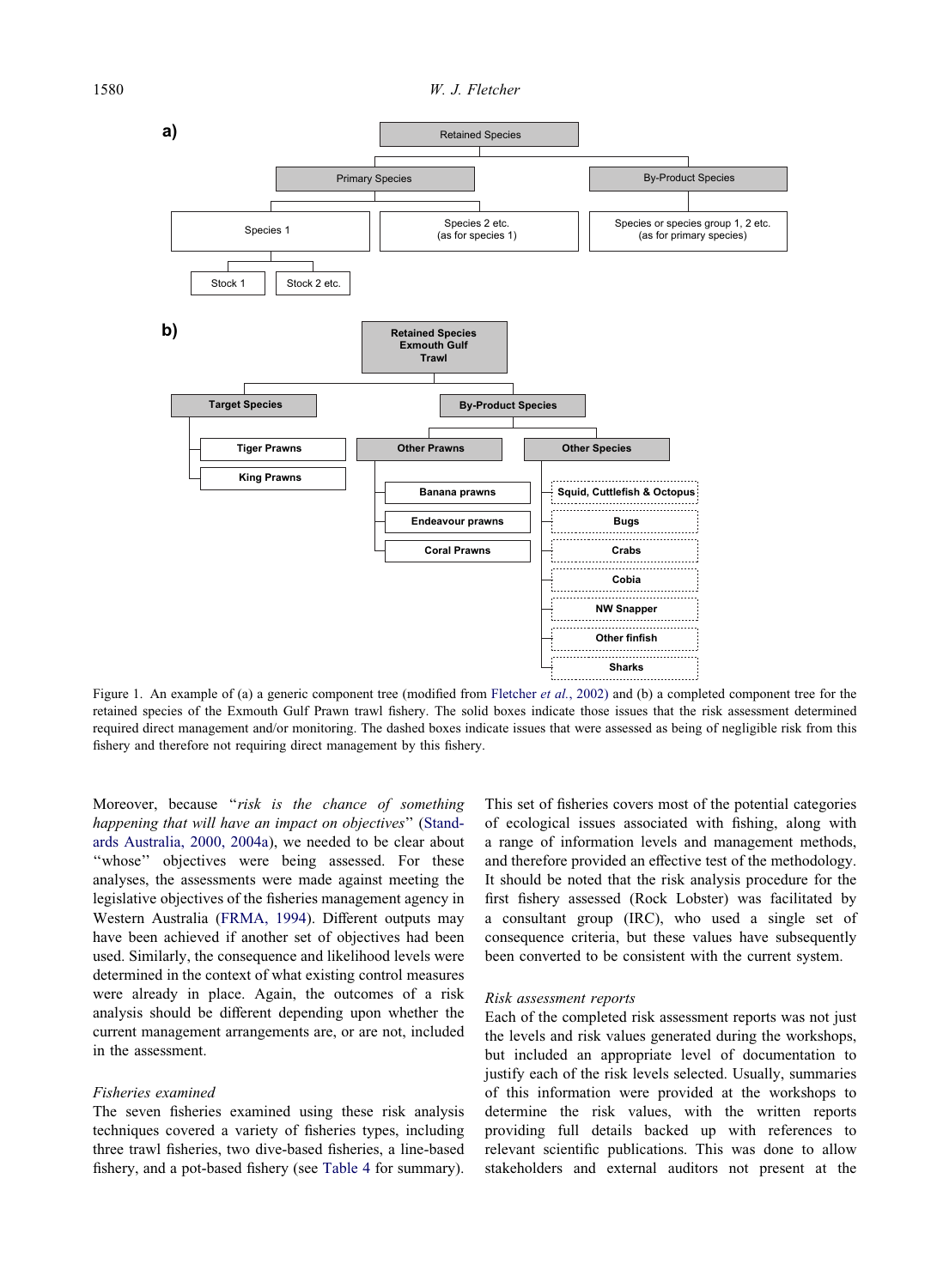a)

- Retained Species
  - Primary Species
    - Species 1
      - Stock 1
      - Stock 2 etc.
    - Species 2 etc. (as for species 1)
  - By-Product Species
    - Species or species group 1, 2 etc. (as for primary species)

b)

- **Retained Species Exmouth Gulf Trawl**
  - **Target Species**
    - **Tiger Prawns**
    - **King Prawns**
  - **By-Product Species**
    - **Other Prawns**
      - **Banana prawns**
      - **Endeavour prawns**
      - **Coral Prawns**
    - **Other Species**
      - **Squid, Cuttlefish & Octopus**
      - **Bugs**
      - **Crabs**
      - **Cobia**
      - **NW Snapper**
      - **Other finfish**
      - **Sharks**

Figure 1. An example of (a) a generic component tree (modified from Fletcher *et al.*, 2002) and (b) a completed component tree for the retained species of the Exmouth Gulf Prawn trawl fishery. The solid boxes indicate those issues that the risk assessment determined required direct management and/or monitoring. The dashed boxes indicate issues that were assessed as being of negligible risk from this fishery and therefore not requiring direct management by this fishery.

Moreover, because "*risk is the chance of something happening that will have an impact on objectives*" (Standards Australia, 2000, 2004a), we needed to be clear about "whose" objectives were being assessed. For these analyses, the assessments were made against meeting the legislative objectives of the fisheries management agency in Western Australia (FRMA, 1994). Different outputs may have been achieved if another set of objectives had been used. Similarly, the consequence and likelihood levels were determined in the context of what existing control measures were already in place. Again, the outcomes of a risk analysis should be different depending upon whether the current management arrangements are, or are not, included in the assessment.

### *Fisheries examined*

The seven fisheries examined using these risk analysis techniques covered a variety of fisheries types, including three trawl fisheries, two dive-based fisheries, a line-based fishery, and a pot-based fishery (see Table 4 for summary). This set of fisheries covers most of the potential categories of ecological issues associated with fishing, along with a range of information levels and management methods, and therefore provided an effective test of the methodology. It should be noted that the risk analysis procedure for the first fishery assessed (Rock Lobster) was facilitated by a consultant group (IRC), who used a single set of consequence criteria, but these values have subsequently been converted to be consistent with the current system.

### *Risk assessment reports*

Each of the completed risk assessment reports was not just the levels and risk values generated during the workshops, but included an appropriate level of documentation to justify each of the risk levels selected. Usually, summaries of this information were provided at the workshops to determine the risk values, with the written reports providing full details backed up with references to relevant scientific publications. This was done to allow stakeholders and external auditors not present at the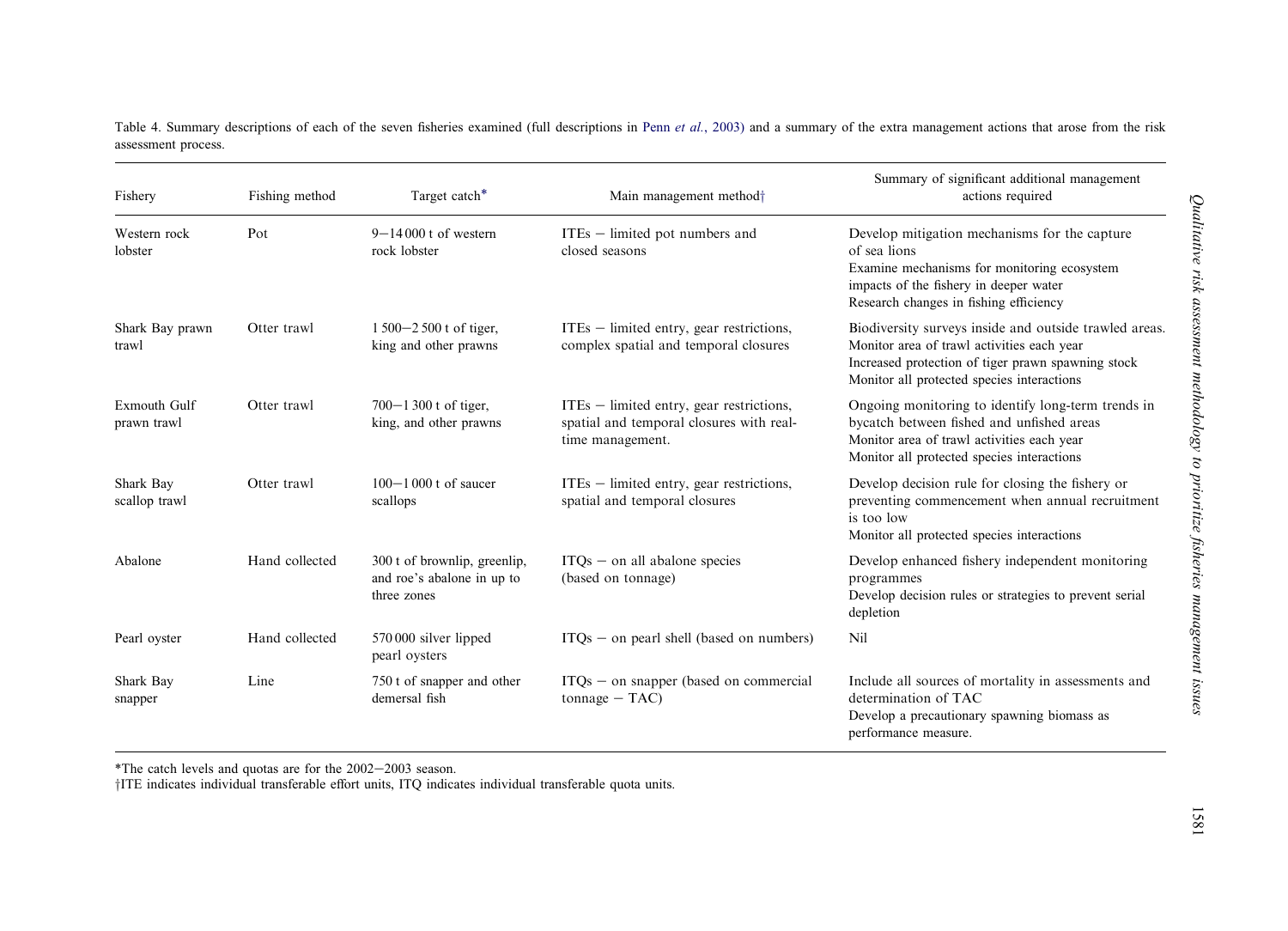Table 4. Summary descriptions of each of the seven fisheries examined (full descriptions in Penn *et al.*, 2003) and a summary of the extra management actions that arose from the risk assessment process.

| Fishery | Fishing method | Target catch* | Main management method† | Summary of significant additional management actions required |
|---|---|---|---|---|
| Western rock lobster | Pot | 9–14 000 t of western rock lobster | ITEs – limited pot numbers and closed seasons | Develop mitigation mechanisms for the capture of sea lions<br>Examine mechanisms for monitoring ecosystem impacts of the fishery in deeper water<br>Research changes in fishing efficiency |
| Shark Bay prawn trawl | Otter trawl | 1 500–2 500 t of tiger, king and other prawns | ITEs – limited entry, gear restrictions, complex spatial and temporal closures | Biodiversity surveys inside and outside trawled areas.<br>Monitor area of trawl activities each year<br>Increased protection of tiger prawn spawning stock<br>Monitor all protected species interactions |
| Exmouth Gulf prawn trawl | Otter trawl | 700–1 300 t of tiger, king, and other prawns | ITEs – limited entry, gear restrictions, spatial and temporal closures with real-time management. | Ongoing monitoring to identify long-term trends in bycatch between fished and unfished areas<br>Monitor area of trawl activities each year<br>Monitor all protected species interactions |
| Shark Bay scallop trawl | Otter trawl | 100–1 000 t of saucer scallops | ITEs – limited entry, gear restrictions, spatial and temporal closures | Develop decision rule for closing the fishery or preventing commencement when annual recruitment is too low<br>Monitor all protected species interactions |
| Abalone | Hand collected | 300 t of brownlip, greenlip, and roe's abalone in up to three zones | ITQs – on all abalone species (based on tonnage) | Develop enhanced fishery independent monitoring programmes<br>Develop decision rules or strategies to prevent serial depletion |
| Pearl oyster | Hand collected | 570 000 silver lipped pearl oysters | ITQs – on pearl shell (based on numbers) | Nil |
| Shark Bay snapper | Line | 750 t of snapper and other demersal fish | ITQs – on snapper (based on commercial tonnage – TAC) | Include all sources of mortality in assessments and determination of TAC<br>Develop a precautionary spawning biomass as performance measure. |

*The catch levels and quotas are for the 2002–2003 season.
†ITE indicates individual transferable effort units, ITQ indicates individual transferable quota units.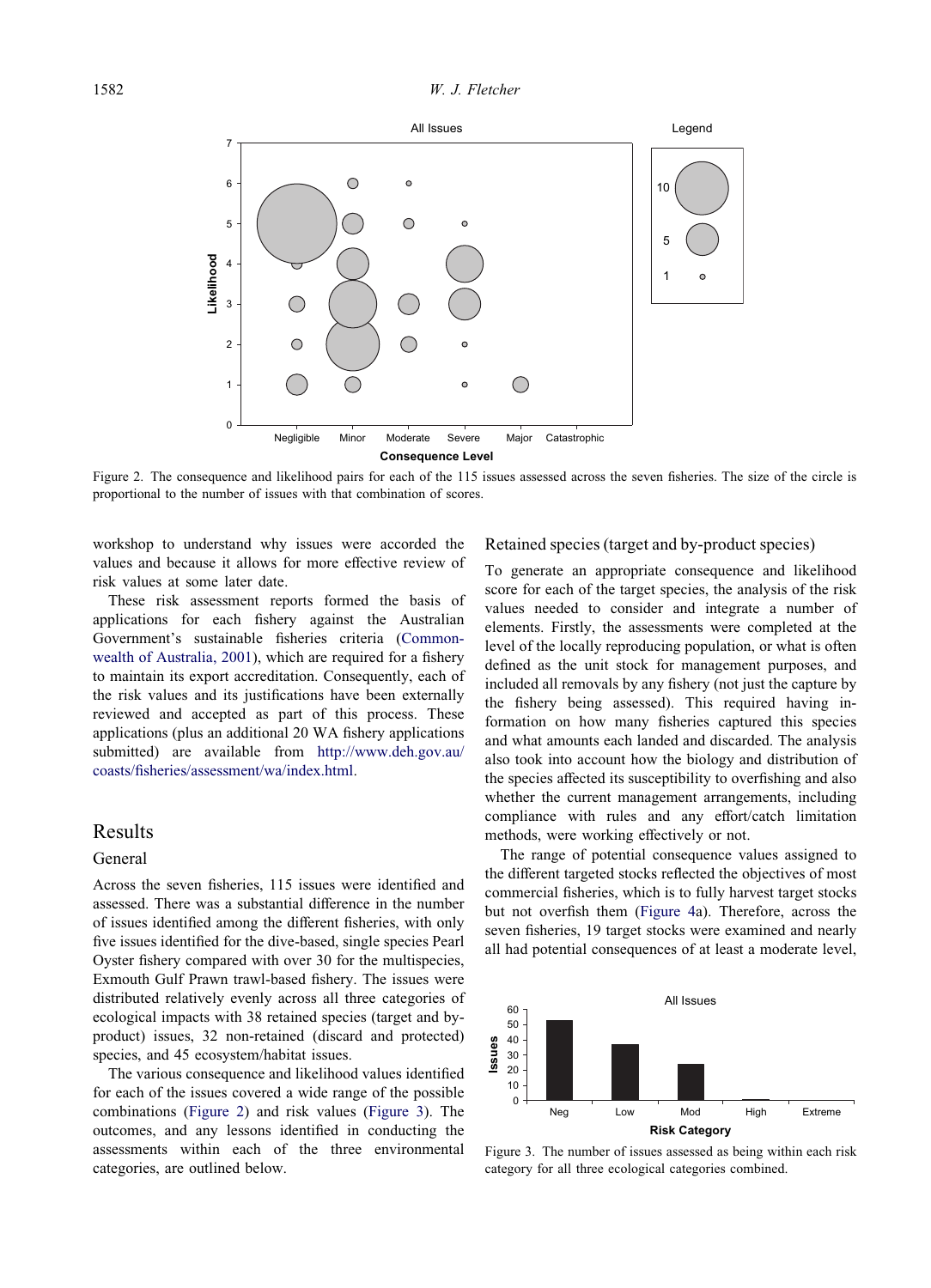Figure 2. The consequence and likelihood pairs for each of the 115 issues assessed across the seven fisheries. The size of the circle is proportional to the number of issues with that combination of scores.

workshop to understand why issues were accorded the values and because it allows for more effective review of risk values at some later date.

These risk assessment reports formed the basis of applications for each fishery against the Australian Government's sustainable fisheries criteria (Commonwealth of Australia, 2001), which are required for a fishery to maintain its export accreditation. Consequently, each of the risk values and its justifications have been externally reviewed and accepted as part of this process. These applications (plus an additional 20 WA fishery applications submitted) are available from http://www.deh.gov.au/coasts/fisheries/assessment/wa/index.html.

## Results

### General

Across the seven fisheries, 115 issues were identified and assessed. There was a substantial difference in the number of issues identified among the different fisheries, with only five issues identified for the dive-based, single species Pearl Oyster fishery compared with over 30 for the multispecies, Exmouth Gulf Prawn trawl-based fishery. The issues were distributed relatively evenly across all three categories of ecological impacts with 38 retained species (target and by-product) issues, 32 non-retained (discard and protected) species, and 45 ecosystem/habitat issues.

The various consequence and likelihood values identified for each of the issues covered a wide range of the possible combinations (Figure 2) and risk values (Figure 3). The outcomes, and any lessons identified in conducting the assessments within each of the three environmental categories, are outlined below.

### Retained species (target and by-product species)

To generate an appropriate consequence and likelihood score for each of the target species, the analysis of the risk values needed to consider and integrate a number of elements. Firstly, the assessments were completed at the level of the locally reproducing population, or what is often defined as the unit stock for management purposes, and included all removals by any fishery (not just the capture by the fishery being assessed). This required having information on how many fisheries captured this species and what amounts each landed and discarded. The analysis also took into account how the biology and distribution of the species affected its susceptibility to overfishing and also whether the current management arrangements, including compliance with rules and any effort/catch limitation methods, were working effectively or not.

The range of potential consequence values assigned to the different targeted stocks reflected the objectives of most commercial fisheries, which is to fully harvest target stocks but not overfish them (Figure 4a). Therefore, across the seven fisheries, 19 target stocks were examined and nearly all had potential consequences of at least a moderate level,

Figure 3. The number of issues assessed as being within each risk category for all three ecological categories combined.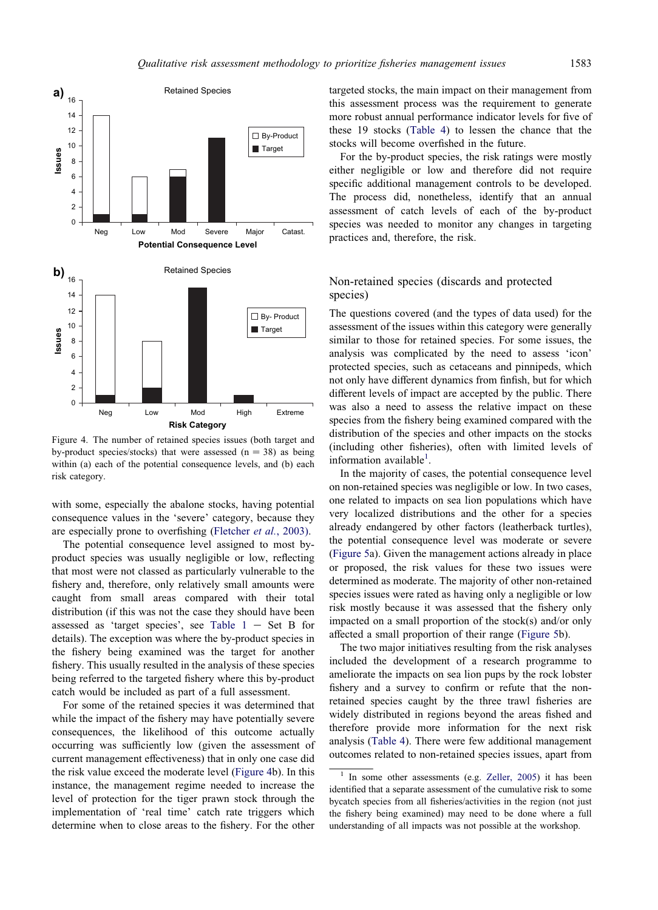Figure 4. The number of retained species issues (both target and by-product species/stocks) that were assessed (n = 38) as being within (a) each of the potential consequence levels, and (b) each risk category.

with some, especially the abalone stocks, having potential consequence values in the 'severe' category, because they are especially prone to overfishing (Fletcher *et al.*, 2003).

The potential consequence level assigned to most by-product species was usually negligible or low, reflecting that most were not classed as particularly vulnerable to the fishery and, therefore, only relatively small amounts were caught from small areas compared with their total distribution (if this was not the case they should have been assessed as 'target species', see Table 1 − Set B for details). The exception was where the by-product species in the fishery being examined was the target for another fishery. This usually resulted in the analysis of these species being referred to the targeted fishery where this by-product catch would be included as part of a full assessment.

For some of the retained species it was determined that while the impact of the fishery may have potentially severe consequences, the likelihood of this outcome actually occurring was sufficiently low (given the assessment of current management effectiveness) that in only one case did the risk value exceed the moderate level (Figure 4b). In this instance, the management regime needed to increase the level of protection for the tiger prawn stock through the implementation of 'real time' catch rate triggers which determine when to close areas to the fishery. For the other targeted stocks, the main impact on their management from this assessment process was the requirement to generate more robust annual performance indicator levels for five of these 19 stocks (Table 4) to lessen the chance that the stocks will become overfished in the future.

For the by-product species, the risk ratings were mostly either negligible or low and therefore did not require specific additional management controls to be developed. The process did, nonetheless, identify that an annual assessment of catch levels of each of the by-product species was needed to monitor any changes in targeting practices and, therefore, the risk.

## Non-retained species (discards and protected species)

The questions covered (and the types of data used) for the assessment of the issues within this category were generally similar to those for retained species. For some issues, the analysis was complicated by the need to assess 'icon' protected species, such as cetaceans and pinnipeds, which not only have different dynamics from finfish, but for which different levels of impact are accepted by the public. There was also a need to assess the relative impact on these species from the fishery being examined compared with the distribution of the species and other impacts on the stocks (including other fisheries), often with limited levels of information available[1].

In the majority of cases, the potential consequence level on non-retained species was negligible or low. In two cases, one related to impacts on sea lion populations which have very localized distributions and the other for a species already endangered by other factors (leatherback turtles), the potential consequence level was moderate or severe (Figure 5a). Given the management actions already in place or proposed, the risk values for these two issues were determined as moderate. The majority of other non-retained species issues were rated as having only a negligible or low risk mostly because it was assessed that the fishery only impacted on a small proportion of the stock(s) and/or only affected a small proportion of their range (Figure 5b).

The two major initiatives resulting from the risk analyses included the development of a research programme to ameliorate the impacts on sea lion pups by the rock lobster fishery and a survey to confirm or refute that the non-retained species caught by the three trawl fisheries are widely distributed in regions beyond the areas fished and therefore provide more information for the next risk analysis (Table 4). There were few additional management outcomes related to non-retained species issues, apart from

[1] In some other assessments (e.g. Zeller, 2005) it has been identified that a separate assessment of the cumulative risk to some bycatch species from all fisheries/activities in the region (not just the fishery being examined) may need to be done where a full understanding of all impacts was not possible at the workshop.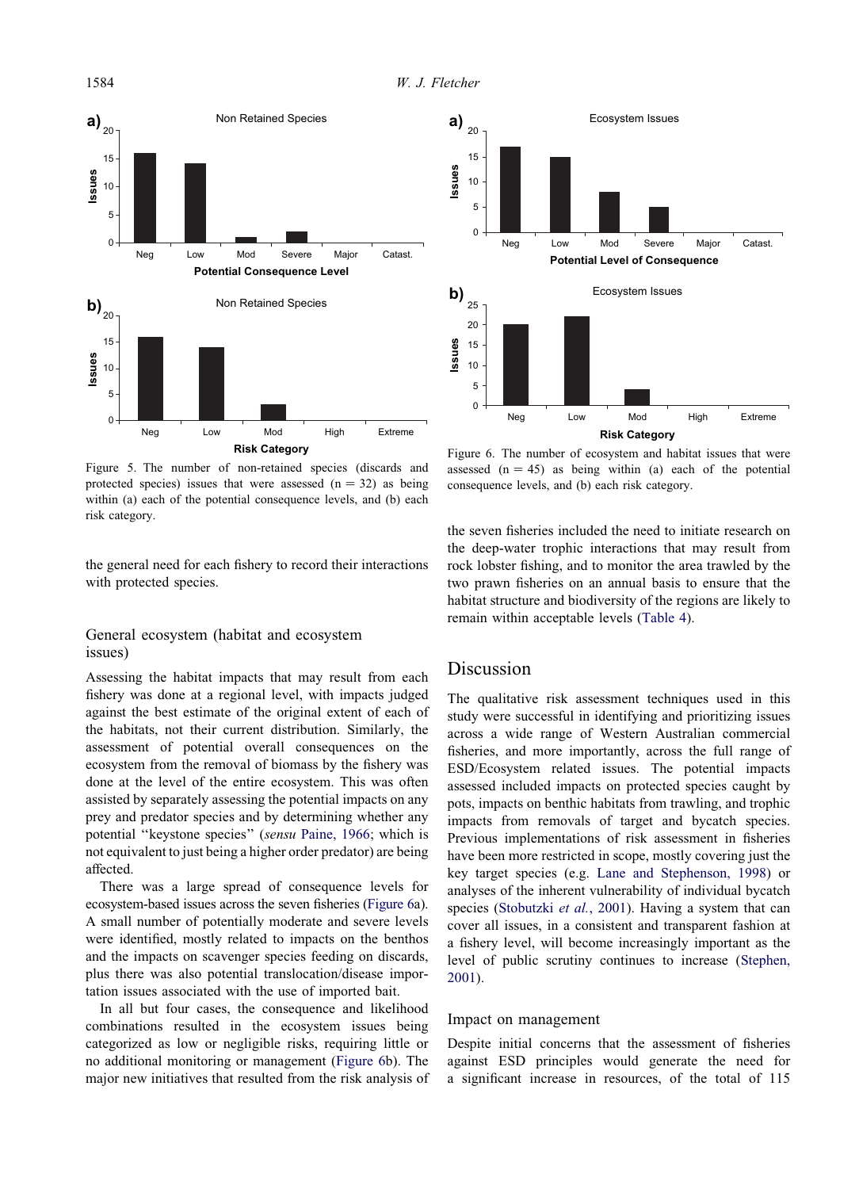a) Non Retained Species

20
15
10
5
0

Issues

Neg Low Mod Severe Major Catast.

Potential Consequence Level

b) Non Retained Species

20
15
10
5
0

Issues

Neg Low Mod High Extreme

Risk Category

Figure 5. The number of non-retained species (discards and protected species) issues that were assessed (n = 32) as being within (a) each of the potential consequence levels, and (b) each risk category.

a) Ecosystem Issues

20
15
10
5
0

Issues

Neg Low Mod Severe Major Catast.

Potential Level of Consequence

b) Ecosystem Issues

25
20
15
10
5
0

Issues

Neg Low Mod High Extreme

Risk Category

Figure 6. The number of ecosystem and habitat issues that were assessed (n = 45) as being within (a) each of the potential consequence levels, and (b) each risk category.

the general need for each fishery to record their interactions with protected species.

### General ecosystem (habitat and ecosystem issues)

Assessing the habitat impacts that may result from each fishery was done at a regional level, with impacts judged against the best estimate of the original extent of each of the habitats, not their current distribution. Similarly, the assessment of potential overall consequences on the ecosystem from the removal of biomass by the fishery was done at the level of the entire ecosystem. This was often assisted by separately assessing the potential impacts on any prey and predator species and by determining whether any potential "keystone species" (*sensu* Paine, 1966; which is not equivalent to just being a higher order predator) are being affected.

There was a large spread of consequence levels for ecosystem-based issues across the seven fisheries (Figure 6a). A small number of potentially moderate and severe levels were identified, mostly related to impacts on the benthos and the impacts on scavenger species feeding on discards, plus there was also potential translocation/disease importation issues associated with the use of imported bait.

In all but four cases, the consequence and likelihood combinations resulted in the ecosystem issues being categorized as low or negligible risks, requiring little or no additional monitoring or management (Figure 6b). The major new initiatives that resulted from the risk analysis of the seven fisheries included the need to initiate research on the deep-water trophic interactions that may result from rock lobster fishing, and to monitor the area trawled by the two prawn fisheries on an annual basis to ensure that the habitat structure and biodiversity of the regions are likely to remain within acceptable levels (Table 4).

## Discussion

The qualitative risk assessment techniques used in this study were successful in identifying and prioritizing issues across a wide range of Western Australian commercial fisheries, and more importantly, across the full range of ESD/Ecosystem related issues. The potential impacts assessed included impacts on protected species caught by pots, impacts on benthic habitats from trawling, and trophic impacts from removals of target and bycatch species. Previous implementations of risk assessment in fisheries have been more restricted in scope, mostly covering just the key target species (e.g. Lane and Stephenson, 1998) or analyses of the inherent vulnerability of individual bycatch species (Stobutzki *et al.*, 2001). Having a system that can cover all issues, in a consistent and transparent fashion at a fishery level, will become increasingly important as the level of public scrutiny continues to increase (Stephen, 2001).

### Impact on management

Despite initial concerns that the assessment of fisheries against ESD principles would generate the need for a significant increase in resources, of the total of 115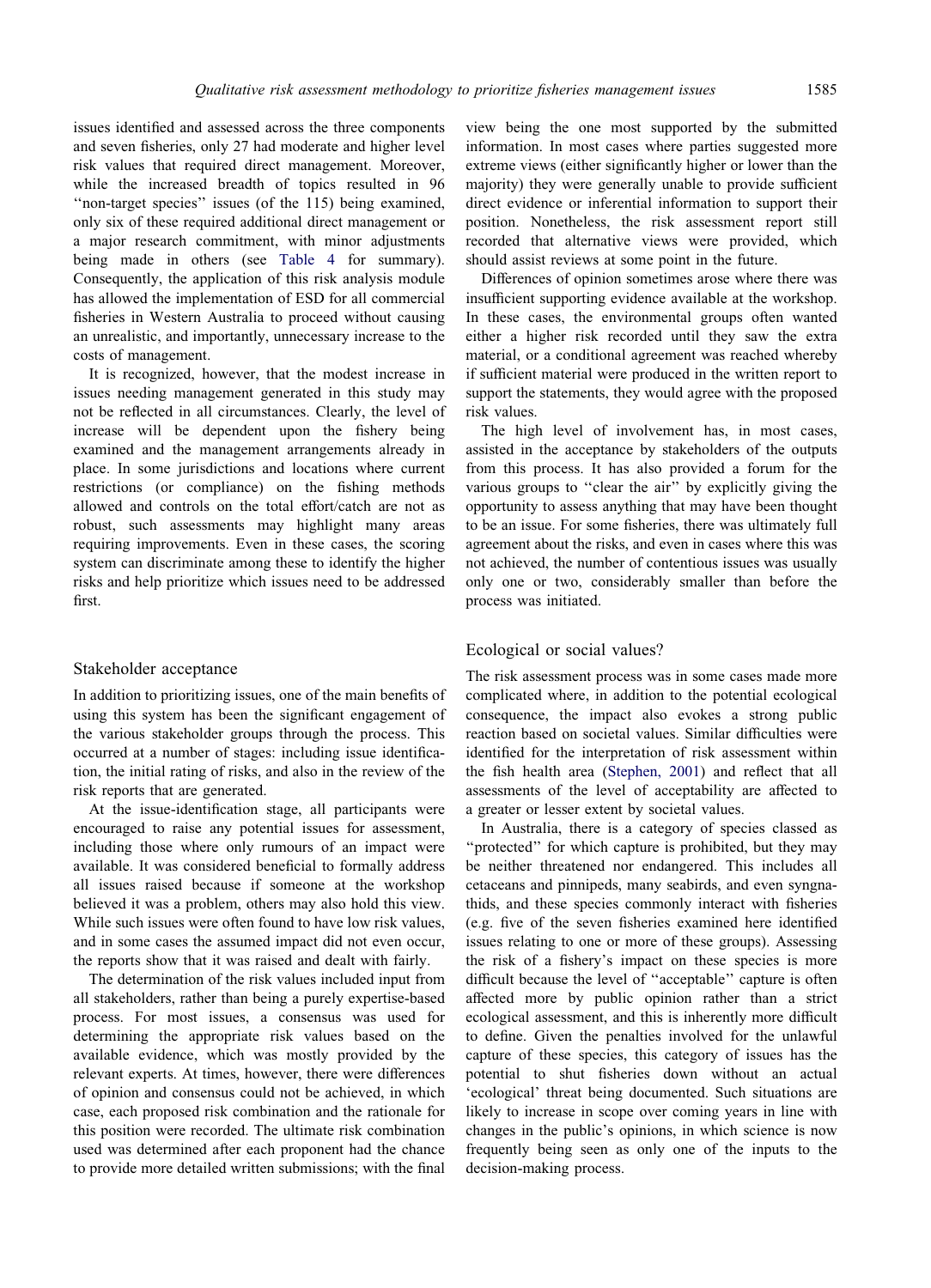issues identified and assessed across the three components and seven fisheries, only 27 had moderate and higher level risk values that required direct management. Moreover, while the increased breadth of topics resulted in 96 ''non-target species'' issues (of the 115) being examined, only six of these required additional direct management or a major research commitment, with minor adjustments being made in others (see Table 4 for summary). Consequently, the application of this risk analysis module has allowed the implementation of ESD for all commercial fisheries in Western Australia to proceed without causing an unrealistic, and importantly, unnecessary increase to the costs of management.

It is recognized, however, that the modest increase in issues needing management generated in this study may not be reflected in all circumstances. Clearly, the level of increase will be dependent upon the fishery being examined and the management arrangements already in place. In some jurisdictions and locations where current restrictions (or compliance) on the fishing methods allowed and controls on the total effort/catch are not as robust, such assessments may highlight many areas requiring improvements. Even in these cases, the scoring system can discriminate among these to identify the higher risks and help prioritize which issues need to be addressed first.

## Stakeholder acceptance

In addition to prioritizing issues, one of the main benefits of using this system has been the significant engagement of the various stakeholder groups through the process. This occurred at a number of stages: including issue identification, the initial rating of risks, and also in the review of the risk reports that are generated.

At the issue-identification stage, all participants were encouraged to raise any potential issues for assessment, including those where only rumours of an impact were available. It was considered beneficial to formally address all issues raised because if someone at the workshop believed it was a problem, others may also hold this view. While such issues were often found to have low risk values, and in some cases the assumed impact did not even occur, the reports show that it was raised and dealt with fairly.

The determination of the risk values included input from all stakeholders, rather than being a purely expertise-based process. For most issues, a consensus was used for determining the appropriate risk values based on the available evidence, which was mostly provided by the relevant experts. At times, however, there were differences of opinion and consensus could not be achieved, in which case, each proposed risk combination and the rationale for this position were recorded. The ultimate risk combination used was determined after each proponent had the chance to provide more detailed written submissions; with the final view being the one most supported by the submitted information. In most cases where parties suggested more extreme views (either significantly higher or lower than the majority) they were generally unable to provide sufficient direct evidence or inferential information to support their position. Nonetheless, the risk assessment report still recorded that alternative views were provided, which should assist reviews at some point in the future.

Differences of opinion sometimes arose where there was insufficient supporting evidence available at the workshop. In these cases, the environmental groups often wanted either a higher risk recorded until they saw the extra material, or a conditional agreement was reached whereby if sufficient material were produced in the written report to support the statements, they would agree with the proposed risk values.

The high level of involvement has, in most cases, assisted in the acceptance by stakeholders of the outputs from this process. It has also provided a forum for the various groups to ''clear the air'' by explicitly giving the opportunity to assess anything that may have been thought to be an issue. For some fisheries, there was ultimately full agreement about the risks, and even in cases where this was not achieved, the number of contentious issues was usually only one or two, considerably smaller than before the process was initiated.

## Ecological or social values?

The risk assessment process was in some cases made more complicated where, in addition to the potential ecological consequence, the impact also evokes a strong public reaction based on societal values. Similar difficulties were identified for the interpretation of risk assessment within the fish health area (Stephen, 2001) and reflect that all assessments of the level of acceptability are affected to a greater or lesser extent by societal values.

In Australia, there is a category of species classed as ''protected'' for which capture is prohibited, but they may be neither threatened nor endangered. This includes all cetaceans and pinnipeds, many seabirds, and even syngnathids, and these species commonly interact with fisheries (e.g. five of the seven fisheries examined here identified issues relating to one or more of these groups). Assessing the risk of a fishery's impact on these species is more difficult because the level of ''acceptable'' capture is often affected more by public opinion rather than a strict ecological assessment, and this is inherently more difficult to define. Given the penalties involved for the unlawful capture of these species, this category of issues has the potential to shut fisheries down without an actual 'ecological' threat being documented. Such situations are likely to increase in scope over coming years in line with changes in the public's opinions, in which science is now frequently being seen as only one of the inputs to the decision-making process.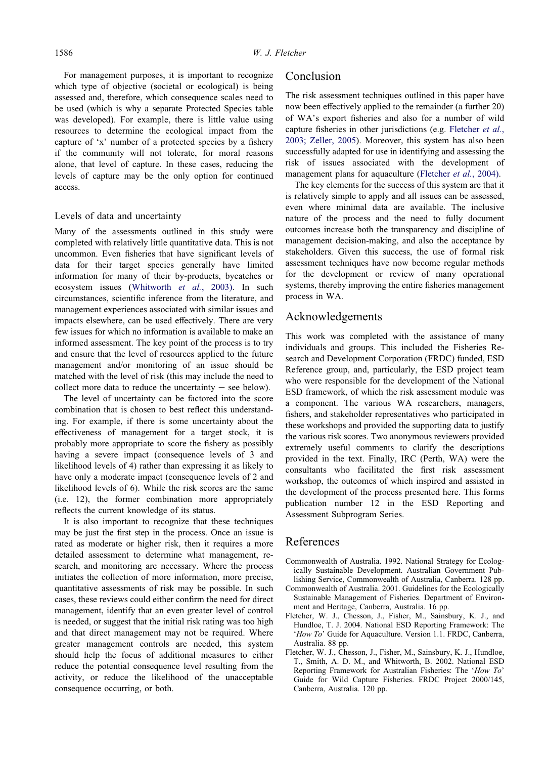For management purposes, it is important to recognize which type of objective (societal or ecological) is being assessed and, therefore, which consequence scales need to be used (which is why a separate Protected Species table was developed). For example, there is little value using resources to determine the ecological impact from the capture of 'x' number of a protected species by a fishery if the community will not tolerate, for moral reasons alone, that level of capture. In these cases, reducing the levels of capture may be the only option for continued access.

### Levels of data and uncertainty

Many of the assessments outlined in this study were completed with relatively little quantitative data. This is not uncommon. Even fisheries that have significant levels of data for their target species generally have limited information for many of their by-products, bycatches or ecosystem issues (Whitworth *et al.*, 2003). In such circumstances, scientific inference from the literature, and management experiences associated with similar issues and impacts elsewhere, can be used effectively. There are very few issues for which no information is available to make an informed assessment. The key point of the process is to try and ensure that the level of resources applied to the future management and/or monitoring of an issue should be matched with the level of risk (this may include the need to collect more data to reduce the uncertainty – see below).

The level of uncertainty can be factored into the score combination that is chosen to best reflect this understanding. For example, if there is some uncertainty about the effectiveness of management for a target stock, it is probably more appropriate to score the fishery as possibly having a severe impact (consequence levels of 3 and likelihood levels of 4) rather than expressing it as likely to have only a moderate impact (consequence levels of 2 and likelihood levels of 6). While the risk scores are the same (i.e. 12), the former combination more appropriately reflects the current knowledge of its status.

It is also important to recognize that these techniques may be just the first step in the process. Once an issue is rated as moderate or higher risk, then it requires a more detailed assessment to determine what management, research, and monitoring are necessary. Where the process initiates the collection of more information, more precise, quantitative assessments of risk may be possible. In such cases, these reviews could either confirm the need for direct management, identify that an even greater level of control is needed, or suggest that the initial risk rating was too high and that direct management may not be required. Where greater management controls are needed, this system should help the focus of additional measures to either reduce the potential consequence level resulting from the activity, or reduce the likelihood of the unacceptable consequence occurring, or both.

## Conclusion

The risk assessment techniques outlined in this paper have now been effectively applied to the remainder (a further 20) of WA's export fisheries and also for a number of wild capture fisheries in other jurisdictions (e.g. Fletcher *et al.*, 2003; Zeller, 2005). Moreover, this system has also been successfully adapted for use in identifying and assessing the risk of issues associated with the development of management plans for aquaculture (Fletcher *et al.*, 2004).

The key elements for the success of this system are that it is relatively simple to apply and all issues can be assessed, even where minimal data are available. The inclusive nature of the process and the need to fully document outcomes increase both the transparency and discipline of management decision-making, and also the acceptance by stakeholders. Given this success, the use of formal risk assessment techniques have now become regular methods for the development or review of many operational systems, thereby improving the entire fisheries management process in WA.

## Acknowledgements

This work was completed with the assistance of many individuals and groups. This included the Fisheries Research and Development Corporation (FRDC) funded, ESD Reference group, and, particularly, the ESD project team who were responsible for the development of the National ESD framework, of which the risk assessment module was a component. The various WA researchers, managers, fishers, and stakeholder representatives who participated in these workshops and provided the supporting data to justify the various risk scores. Two anonymous reviewers provided extremely useful comments to clarify the descriptions provided in the text. Finally, IRC (Perth, WA) were the consultants who facilitated the first risk assessment workshop, the outcomes of which inspired and assisted in the development of the process presented here. This forms publication number 12 in the ESD Reporting and Assessment Subprogram Series.

## References

Commonwealth of Australia. 1992. National Strategy for Ecologically Sustainable Development. Australian Government Publishing Service, Commonwealth of Australia, Canberra. 128 pp.

Commonwealth of Australia. 2001. Guidelines for the Ecologically Sustainable Management of Fisheries. Department of Environment and Heritage, Canberra, Australia. 16 pp.

Fletcher, W. J., Chesson, J., Fisher, M., Sainsbury, K. J., and Hundloe, T. J. 2004. National ESD Reporting Framework: The '*How To*' Guide for Aquaculture. Version 1.1. FRDC, Canberra, Australia. 88 pp.

Fletcher, W. J., Chesson, J., Fisher, M., Sainsbury, K. J., Hundloe, T., Smith, A. D. M., and Whitworth, B. 2002. National ESD Reporting Framework for Australian Fisheries: The '*How To*' Guide for Wild Capture Fisheries. FRDC Project 2000/145, Canberra, Australia. 120 pp.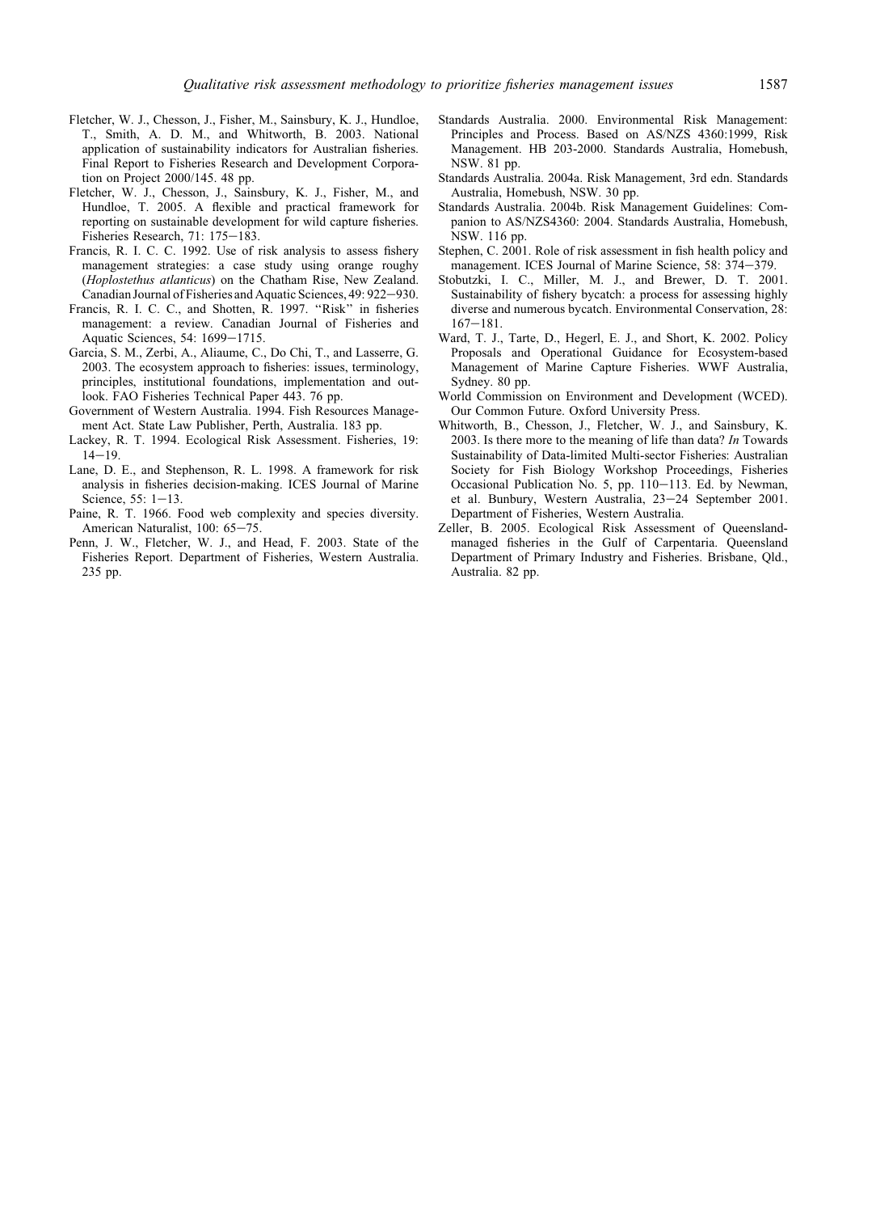Fletcher, W. J., Chesson, J., Fisher, M., Sainsbury, K. J., Hundloe, T., Smith, A. D. M., and Whitworth, B. 2003. National application of sustainability indicators for Australian fisheries. Final Report to Fisheries Research and Development Corporation on Project 2000/145. 48 pp.

Fletcher, W. J., Chesson, J., Sainsbury, K. J., Fisher, M., and Hundloe, T. 2005. A flexible and practical framework for reporting on sustainable development for wild capture fisheries. Fisheries Research, 71: 175–183.

Francis, R. I. C. C. 1992. Use of risk analysis to assess fishery management strategies: a case study using orange roughy (*Hoplostethus atlanticus*) on the Chatham Rise, New Zealand. Canadian Journal of Fisheries and Aquatic Sciences, 49: 922–930.

Francis, R. I. C. C., and Shotten, R. 1997. "Risk" in fisheries management: a review. Canadian Journal of Fisheries and Aquatic Sciences, 54: 1699–1715.

Garcia, S. M., Zerbi, A., Aliaume, C., Do Chi, T., and Lasserre, G. 2003. The ecosystem approach to fisheries: issues, terminology, principles, institutional foundations, implementation and outlook. FAO Fisheries Technical Paper 443. 76 pp.

Government of Western Australia. 1994. Fish Resources Management Act. State Law Publisher, Perth, Australia. 183 pp.

Lackey, R. T. 1994. Ecological Risk Assessment. Fisheries, 19: 14–19.

Lane, D. E., and Stephenson, R. L. 1998. A framework for risk analysis in fisheries decision-making. ICES Journal of Marine Science, 55: 1–13.

Paine, R. T. 1966. Food web complexity and species diversity. American Naturalist, 100: 65–75.

Penn, J. W., Fletcher, W. J., and Head, F. 2003. State of the Fisheries Report. Department of Fisheries, Western Australia. 235 pp.

Standards Australia. 2000. Environmental Risk Management: Principles and Process. Based on AS/NZS 4360:1999, Risk Management. HB 203-2000. Standards Australia, Homebush, NSW. 81 pp.

Standards Australia. 2004a. Risk Management, 3rd edn. Standards Australia, Homebush, NSW. 30 pp.

Standards Australia. 2004b. Risk Management Guidelines: Companion to AS/NZS4360: 2004. Standards Australia, Homebush, NSW. 116 pp.

Stephen, C. 2001. Role of risk assessment in fish health policy and management. ICES Journal of Marine Science, 58: 374–379.

Stobutzki, I. C., Miller, M. J., and Brewer, D. T. 2001. Sustainability of fishery bycatch: a process for assessing highly diverse and numerous bycatch. Environmental Conservation, 28: 167–181.

Ward, T. J., Tarte, D., Hegerl, E. J., and Short, K. 2002. Policy Proposals and Operational Guidance for Ecosystem-based Management of Marine Capture Fisheries. WWF Australia, Sydney. 80 pp.

World Commission on Environment and Development (WCED). Our Common Future. Oxford University Press.

Whitworth, B., Chesson, J., Fletcher, W. J., and Sainsbury, K. 2003. Is there more to the meaning of life than data? *In* Towards Sustainability of Data-limited Multi-sector Fisheries: Australian Society for Fish Biology Workshop Proceedings, Fisheries Occasional Publication No. 5, pp. 110–113. Ed. by Newman, et al. Bunbury, Western Australia, 23–24 September 2001. Department of Fisheries, Western Australia.

Zeller, B. 2005. Ecological Risk Assessment of Queensland-managed fisheries in the Gulf of Carpentaria. Queensland Department of Primary Industry and Fisheries. Brisbane, Qld., Australia. 82 pp.